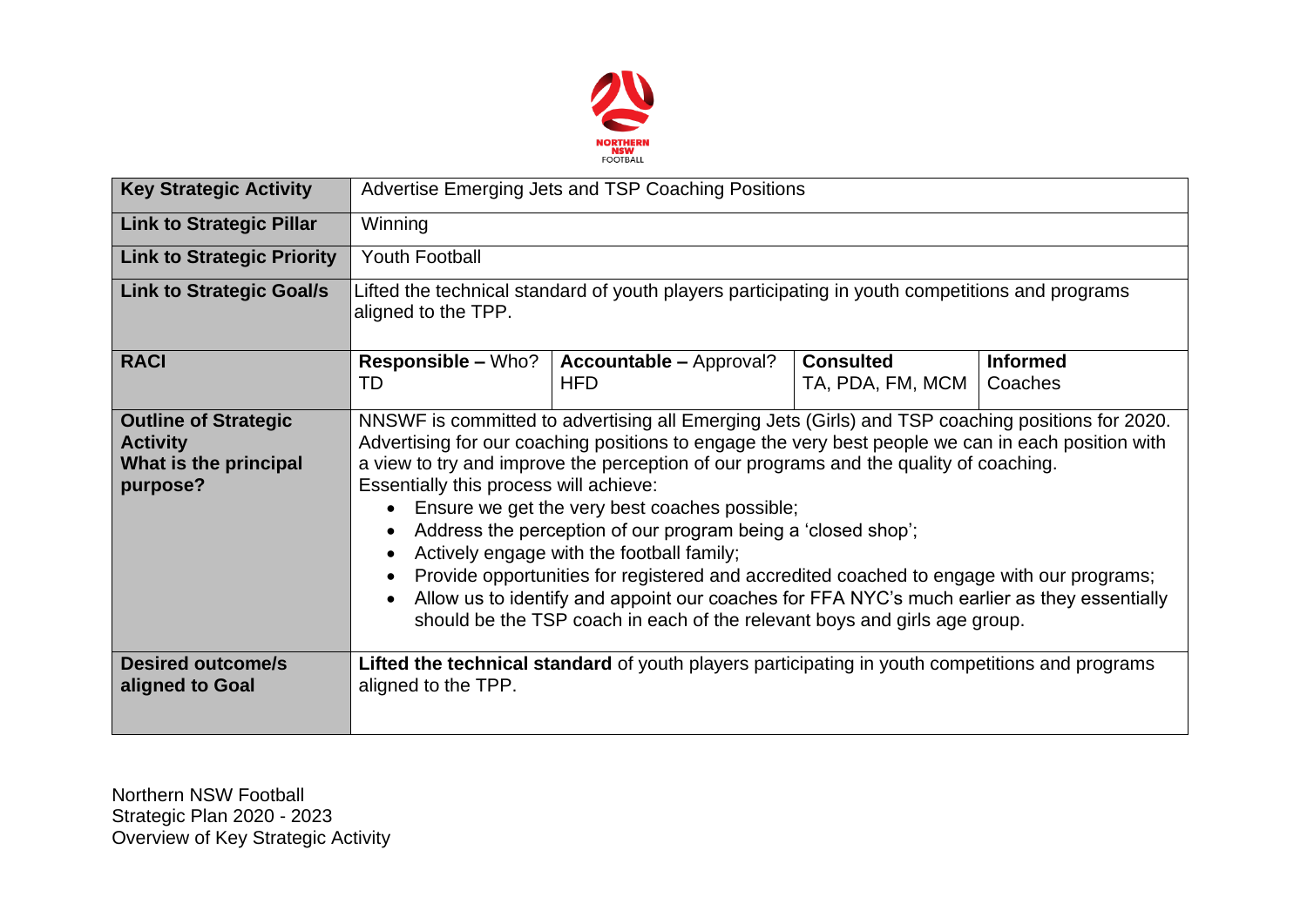NORTHERN NSW FOOTBALL

| **Key Strategic Activity** | Advertise Emerging Jets and TSP Coaching Positions | | | |
|---|---|---|---|---|
| **Link to Strategic Pillar** | Winning | | | |
| **Link to Strategic Priority** | Youth Football | | | |
| **Link to Strategic Goal/s** | Lifted the technical standard of youth players participating in youth competitions and programs aligned to the TPP. | | | |
| **RACI** | **Responsible –** Who?<br>TD | **Accountable –** Approval?<br>HFD | **Consulted**<br>TA, PDA, FM, MCM | **Informed**<br>Coaches |
| **Outline of Strategic Activity**<br>**What is the principal purpose?** | NNSWF is committed to advertising all Emerging Jets (Girls) and TSP coaching positions for 2020. Advertising for our coaching positions to engage the very best people we can in each position with a view to try and improve the perception of our programs and the quality of coaching.<br>Essentially this process will achieve:<br>• Ensure we get the very best coaches possible;<br>• Address the perception of our program being a 'closed shop';<br>• Actively engage with the football family;<br>• Provide opportunities for registered and accredited coached to engage with our programs;<br>• Allow us to identify and appoint our coaches for FFA NYC's much earlier as they essentially should be the TSP coach in each of the relevant boys and girls age group. | | | |
| **Desired outcome/s aligned to Goal** | **Lifted the technical standard** of youth players participating in youth competitions and programs aligned to the TPP. | | | |

Northern NSW Football
Strategic Plan 2020 - 2023
Overview of Key Strategic Activity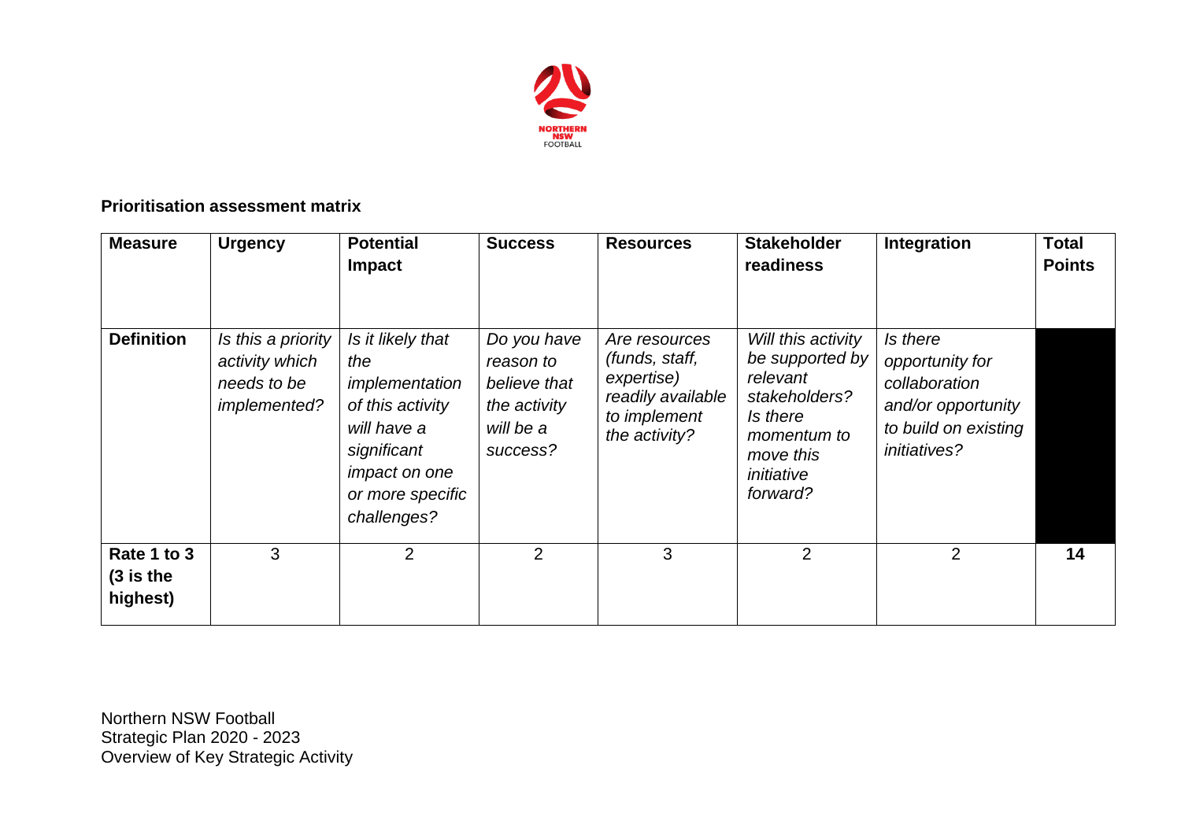**Prioritisation assessment matrix**

| **Measure** | **Urgency** | **Potential Impact** | **Success** | **Resources** | **Stakeholder readiness** | **Integration** | **Total Points** |
|---|---|---|---|---|---|---|---|
| **Definition** | *Is this a priority activity which needs to be implemented?* | *Is it likely that the implementation of this activity will have a significant impact on one or more specific challenges?* | *Do you have reason to believe that the activity will be a success?* | *Are resources (funds, staff, expertise) readily available to implement the activity?* | *Will this activity be supported by relevant stakeholders? Is there momentum to move this initiative forward?* | *Is there opportunity for collaboration and/or opportunity to build on existing initiatives?* | |
| **Rate 1 to 3 (3 is the highest)** | 3 | 2 | 2 | 3 | 2 | 2 | **14** |

Northern NSW Football
Strategic Plan 2020 - 2023
Overview of Key Strategic Activity